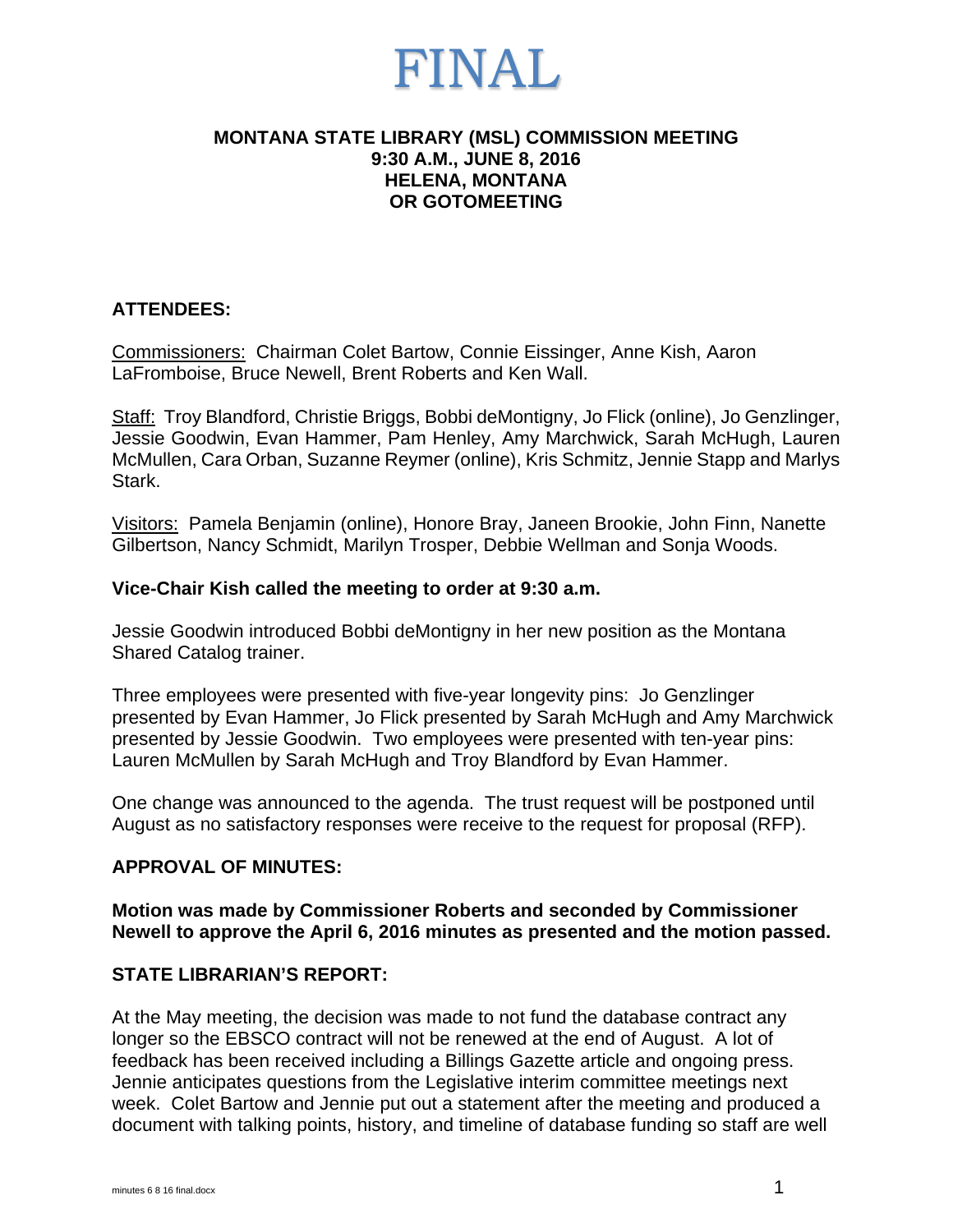# FINAL

**MONTANA STATE LIBRARY (MSL) COMMISSION MEETING**
**9:30 A.M., JUNE 8, 2016**
**HELENA, MONTANA**
**OR GOTOMEETING**

## ATTENDEES:

Commissioners: Chairman Colet Bartow, Connie Eissinger, Anne Kish, Aaron LaFromboise, Bruce Newell, Brent Roberts and Ken Wall.

Staff: Troy Blandford, Christie Briggs, Bobbi deMontigny, Jo Flick (online), Jo Genzlinger, Jessie Goodwin, Evan Hammer, Pam Henley, Amy Marchwick, Sarah McHugh, Lauren McMullen, Cara Orban, Suzanne Reymer (online), Kris Schmitz, Jennie Stapp and Marlys Stark.

Visitors: Pamela Benjamin (online), Honore Bray, Janeen Brookie, John Finn, Nanette Gilbertson, Nancy Schmidt, Marilyn Trosper, Debbie Wellman and Sonja Woods.

**Vice-Chair Kish called the meeting to order at 9:30 a.m.**

Jessie Goodwin introduced Bobbi deMontigny in her new position as the Montana Shared Catalog trainer.

Three employees were presented with five-year longevity pins: Jo Genzlinger presented by Evan Hammer, Jo Flick presented by Sarah McHugh and Amy Marchwick presented by Jessie Goodwin. Two employees were presented with ten-year pins: Lauren McMullen by Sarah McHugh and Troy Blandford by Evan Hammer.

One change was announced to the agenda. The trust request will be postponed until August as no satisfactory responses were receive to the request for proposal (RFP).

## APPROVAL OF MINUTES:

**Motion was made by Commissioner Roberts and seconded by Commissioner Newell to approve the April 6, 2016 minutes as presented and the motion passed.**

## STATE LIBRARIAN'S REPORT:

At the May meeting, the decision was made to not fund the database contract any longer so the EBSCO contract will not be renewed at the end of August. A lot of feedback has been received including a Billings Gazette article and ongoing press. Jennie anticipates questions from the Legislative interim committee meetings next week. Colet Bartow and Jennie put out a statement after the meeting and produced a document with talking points, history, and timeline of database funding so staff are well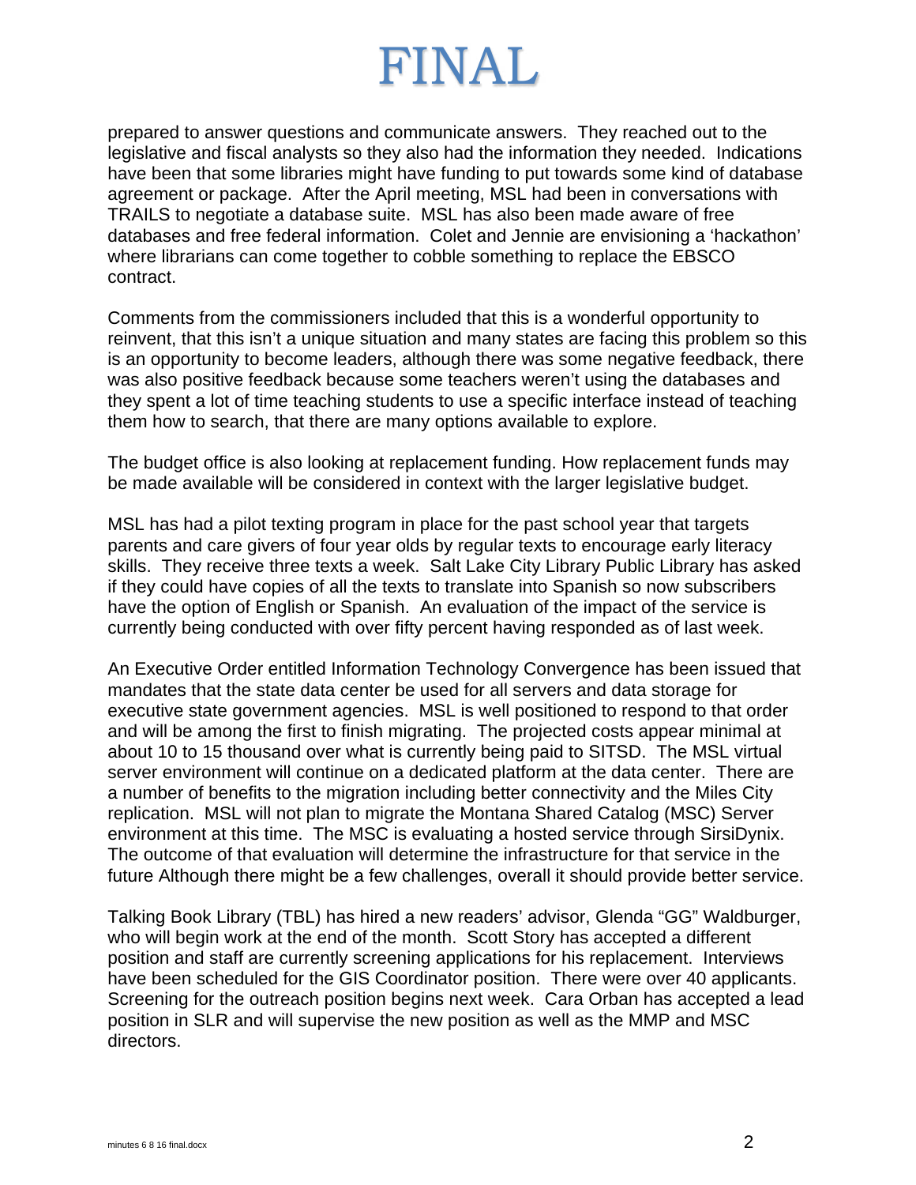# FINAL

prepared to answer questions and communicate answers. They reached out to the legislative and fiscal analysts so they also had the information they needed. Indications have been that some libraries might have funding to put towards some kind of database agreement or package. After the April meeting, MSL had been in conversations with TRAILS to negotiate a database suite. MSL has also been made aware of free databases and free federal information. Colet and Jennie are envisioning a 'hackathon' where librarians can come together to cobble something to replace the EBSCO contract.

Comments from the commissioners included that this is a wonderful opportunity to reinvent, that this isn't a unique situation and many states are facing this problem so this is an opportunity to become leaders, although there was some negative feedback, there was also positive feedback because some teachers weren't using the databases and they spent a lot of time teaching students to use a specific interface instead of teaching them how to search, that there are many options available to explore.

The budget office is also looking at replacement funding. How replacement funds may be made available will be considered in context with the larger legislative budget.

MSL has had a pilot texting program in place for the past school year that targets parents and care givers of four year olds by regular texts to encourage early literacy skills. They receive three texts a week. Salt Lake City Library Public Library has asked if they could have copies of all the texts to translate into Spanish so now subscribers have the option of English or Spanish. An evaluation of the impact of the service is currently being conducted with over fifty percent having responded as of last week.

An Executive Order entitled Information Technology Convergence has been issued that mandates that the state data center be used for all servers and data storage for executive state government agencies. MSL is well positioned to respond to that order and will be among the first to finish migrating. The projected costs appear minimal at about 10 to 15 thousand over what is currently being paid to SITSD. The MSL virtual server environment will continue on a dedicated platform at the data center. There are a number of benefits to the migration including better connectivity and the Miles City replication. MSL will not plan to migrate the Montana Shared Catalog (MSC) Server environment at this time. The MSC is evaluating a hosted service through SirsiDynix. The outcome of that evaluation will determine the infrastructure for that service in the future Although there might be a few challenges, overall it should provide better service.

Talking Book Library (TBL) has hired a new readers' advisor, Glenda "GG" Waldburger, who will begin work at the end of the month. Scott Story has accepted a different position and staff are currently screening applications for his replacement. Interviews have been scheduled for the GIS Coordinator position. There were over 40 applicants. Screening for the outreach position begins next week. Cara Orban has accepted a lead position in SLR and will supervise the new position as well as the MMP and MSC directors.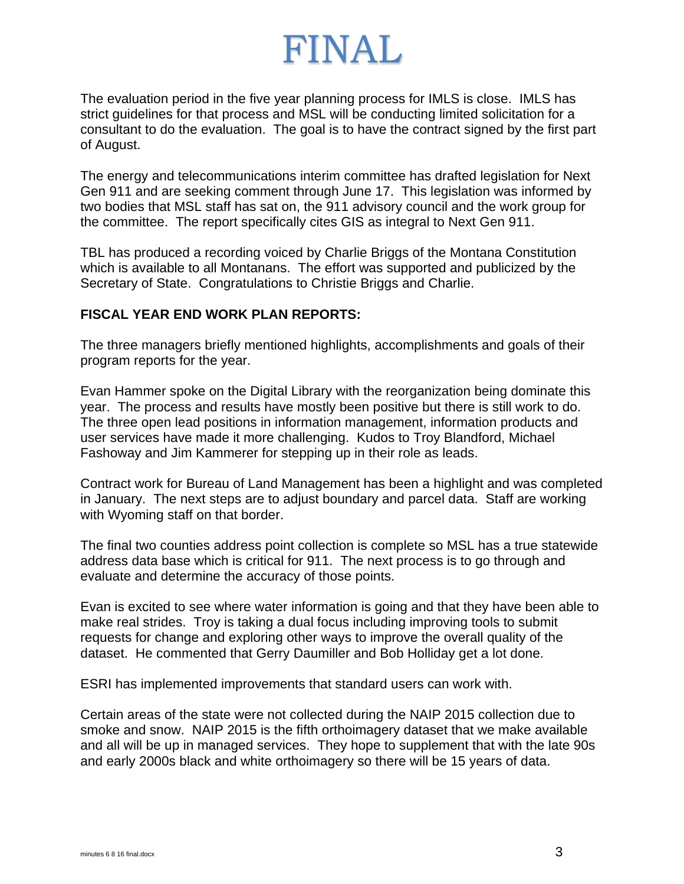# FINAL

The evaluation period in the five year planning process for IMLS is close. IMLS has strict guidelines for that process and MSL will be conducting limited solicitation for a consultant to do the evaluation. The goal is to have the contract signed by the first part of August.

The energy and telecommunications interim committee has drafted legislation for Next Gen 911 and are seeking comment through June 17. This legislation was informed by two bodies that MSL staff has sat on, the 911 advisory council and the work group for the committee. The report specifically cites GIS as integral to Next Gen 911.

TBL has produced a recording voiced by Charlie Briggs of the Montana Constitution which is available to all Montanans. The effort was supported and publicized by the Secretary of State. Congratulations to Christie Briggs and Charlie.

**FISCAL YEAR END WORK PLAN REPORTS:**

The three managers briefly mentioned highlights, accomplishments and goals of their program reports for the year.

Evan Hammer spoke on the Digital Library with the reorganization being dominate this year. The process and results have mostly been positive but there is still work to do. The three open lead positions in information management, information products and user services have made it more challenging. Kudos to Troy Blandford, Michael Fashoway and Jim Kammerer for stepping up in their role as leads.

Contract work for Bureau of Land Management has been a highlight and was completed in January. The next steps are to adjust boundary and parcel data. Staff are working with Wyoming staff on that border.

The final two counties address point collection is complete so MSL has a true statewide address data base which is critical for 911. The next process is to go through and evaluate and determine the accuracy of those points.

Evan is excited to see where water information is going and that they have been able to make real strides. Troy is taking a dual focus including improving tools to submit requests for change and exploring other ways to improve the overall quality of the dataset. He commented that Gerry Daumiller and Bob Holliday get a lot done.

ESRI has implemented improvements that standard users can work with.

Certain areas of the state were not collected during the NAIP 2015 collection due to smoke and snow. NAIP 2015 is the fifth orthoimagery dataset that we make available and all will be up in managed services. They hope to supplement that with the late 90s and early 2000s black and white orthoimagery so there will be 15 years of data.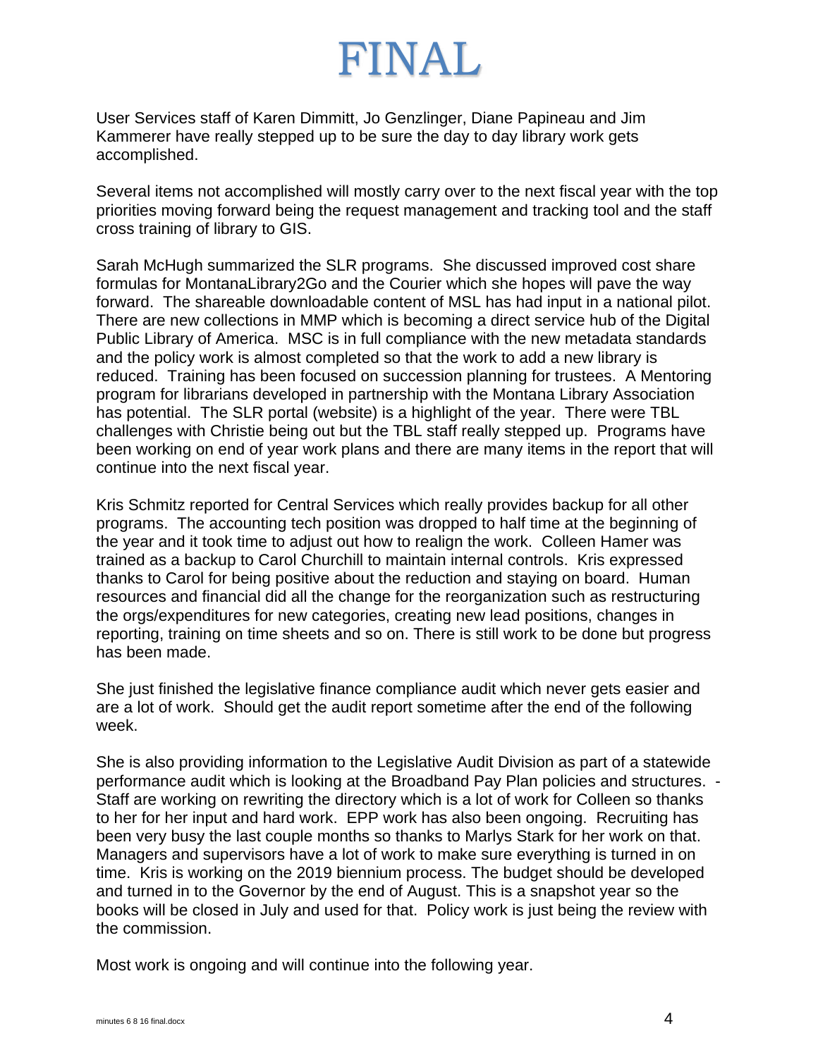User Services staff of Karen Dimmitt, Jo Genzlinger, Diane Papineau and Jim Kammerer have really stepped up to be sure the day to day library work gets accomplished.

Several items not accomplished will mostly carry over to the next fiscal year with the top priorities moving forward being the request management and tracking tool and the staff cross training of library to GIS.

Sarah McHugh summarized the SLR programs. She discussed improved cost share formulas for MontanaLibrary2Go and the Courier which she hopes will pave the way forward. The shareable downloadable content of MSL has had input in a national pilot. There are new collections in MMP which is becoming a direct service hub of the Digital Public Library of America. MSC is in full compliance with the new metadata standards and the policy work is almost completed so that the work to add a new library is reduced. Training has been focused on succession planning for trustees. A Mentoring program for librarians developed in partnership with the Montana Library Association has potential. The SLR portal (website) is a highlight of the year. There were TBL challenges with Christie being out but the TBL staff really stepped up. Programs have been working on end of year work plans and there are many items in the report that will continue into the next fiscal year.

Kris Schmitz reported for Central Services which really provides backup for all other programs. The accounting tech position was dropped to half time at the beginning of the year and it took time to adjust out how to realign the work. Colleen Hamer was trained as a backup to Carol Churchill to maintain internal controls. Kris expressed thanks to Carol for being positive about the reduction and staying on board. Human resources and financial did all the change for the reorganization such as restructuring the orgs/expenditures for new categories, creating new lead positions, changes in reporting, training on time sheets and so on. There is still work to be done but progress has been made.

She just finished the legislative finance compliance audit which never gets easier and are a lot of work. Should get the audit report sometime after the end of the following week.

She is also providing information to the Legislative Audit Division as part of a statewide performance audit which is looking at the Broadband Pay Plan policies and structures. - Staff are working on rewriting the directory which is a lot of work for Colleen so thanks to her for her input and hard work. EPP work has also been ongoing. Recruiting has been very busy the last couple months so thanks to Marlys Stark for her work on that. Managers and supervisors have a lot of work to make sure everything is turned in on time. Kris is working on the 2019 biennium process. The budget should be developed and turned in to the Governor by the end of August. This is a snapshot year so the books will be closed in July and used for that. Policy work is just being the review with the commission.

Most work is ongoing and will continue into the following year.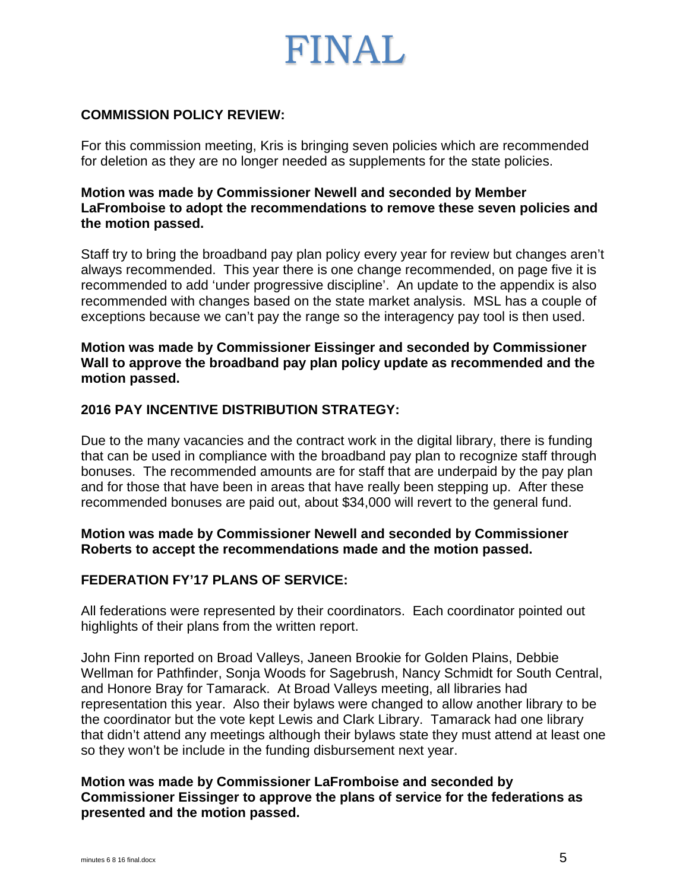# FINAL

**COMMISSION POLICY REVIEW:**

For this commission meeting, Kris is bringing seven policies which are recommended for deletion as they are no longer needed as supplements for the state policies.

**Motion was made by Commissioner Newell and seconded by Member LaFromboise to adopt the recommendations to remove these seven policies and the motion passed.**

Staff try to bring the broadband pay plan policy every year for review but changes aren't always recommended. This year there is one change recommended, on page five it is recommended to add 'under progressive discipline'. An update to the appendix is also recommended with changes based on the state market analysis. MSL has a couple of exceptions because we can't pay the range so the interagency pay tool is then used.

**Motion was made by Commissioner Eissinger and seconded by Commissioner Wall to approve the broadband pay plan policy update as recommended and the motion passed.**

**2016 PAY INCENTIVE DISTRIBUTION STRATEGY:**

Due to the many vacancies and the contract work in the digital library, there is funding that can be used in compliance with the broadband pay plan to recognize staff through bonuses. The recommended amounts are for staff that are underpaid by the pay plan and for those that have been in areas that have really been stepping up. After these recommended bonuses are paid out, about $34,000 will revert to the general fund.

**Motion was made by Commissioner Newell and seconded by Commissioner Roberts to accept the recommendations made and the motion passed.**

**FEDERATION FY'17 PLANS OF SERVICE:**

All federations were represented by their coordinators. Each coordinator pointed out highlights of their plans from the written report.

John Finn reported on Broad Valleys, Janeen Brookie for Golden Plains, Debbie Wellman for Pathfinder, Sonja Woods for Sagebrush, Nancy Schmidt for South Central, and Honore Bray for Tamarack. At Broad Valleys meeting, all libraries had representation this year. Also their bylaws were changed to allow another library to be the coordinator but the vote kept Lewis and Clark Library. Tamarack had one library that didn't attend any meetings although their bylaws state they must attend at least one so they won't be include in the funding disbursement next year.

**Motion was made by Commissioner LaFromboise and seconded by Commissioner Eissinger to approve the plans of service for the federations as presented and the motion passed.**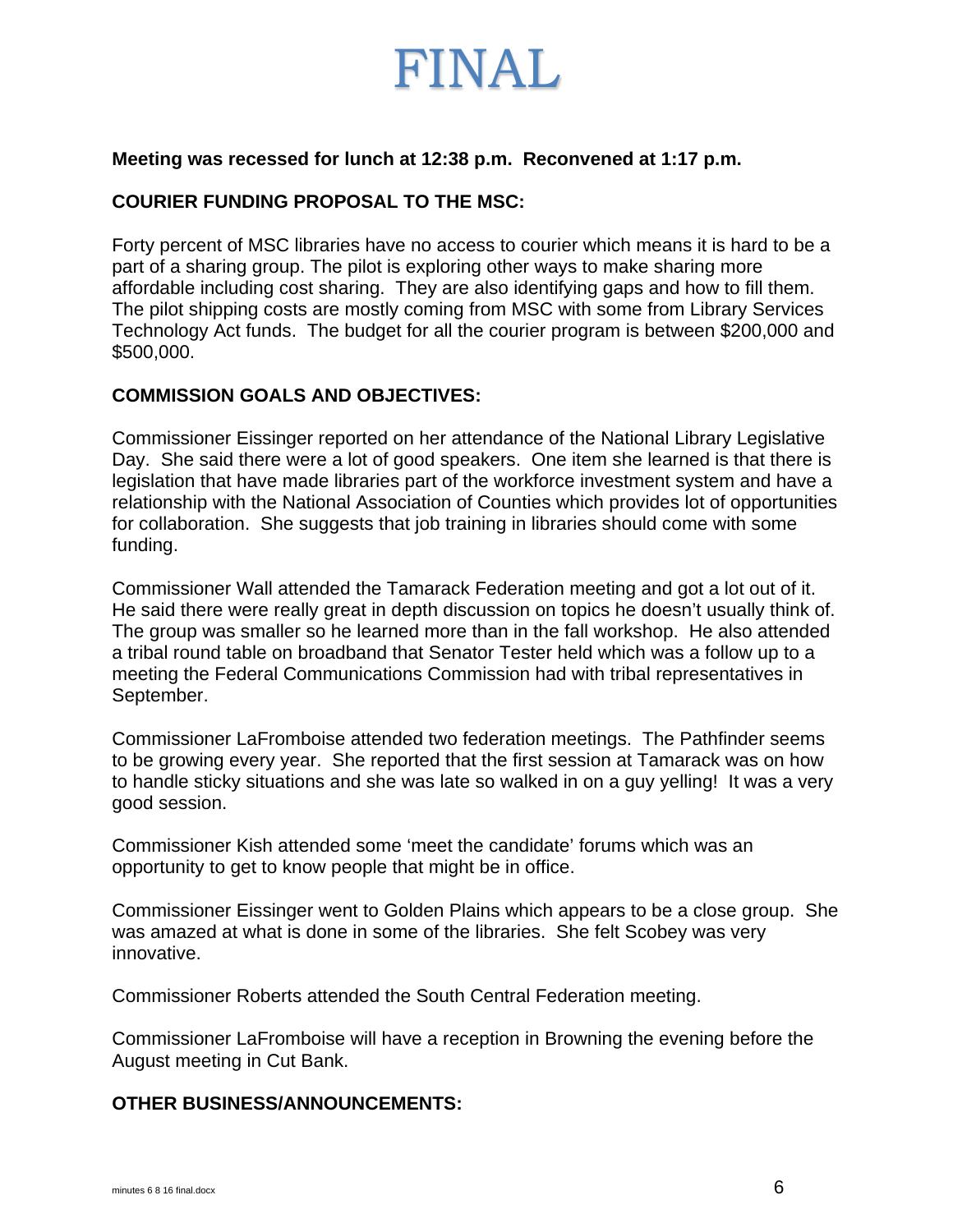# FINAL

**Meeting was recessed for lunch at 12:38 p.m. Reconvened at 1:17 p.m.**

**COURIER FUNDING PROPOSAL TO THE MSC:**

Forty percent of MSC libraries have no access to courier which means it is hard to be a part of a sharing group. The pilot is exploring other ways to make sharing more affordable including cost sharing. They are also identifying gaps and how to fill them. The pilot shipping costs are mostly coming from MSC with some from Library Services Technology Act funds. The budget for all the courier program is between $200,000 and $500,000.

**COMMISSION GOALS AND OBJECTIVES:**

Commissioner Eissinger reported on her attendance of the National Library Legislative Day. She said there were a lot of good speakers. One item she learned is that there is legislation that have made libraries part of the workforce investment system and have a relationship with the National Association of Counties which provides lot of opportunities for collaboration. She suggests that job training in libraries should come with some funding.

Commissioner Wall attended the Tamarack Federation meeting and got a lot out of it. He said there were really great in depth discussion on topics he doesn't usually think of. The group was smaller so he learned more than in the fall workshop. He also attended a tribal round table on broadband that Senator Tester held which was a follow up to a meeting the Federal Communications Commission had with tribal representatives in September.

Commissioner LaFromboise attended two federation meetings. The Pathfinder seems to be growing every year. She reported that the first session at Tamarack was on how to handle sticky situations and she was late so walked in on a guy yelling! It was a very good session.

Commissioner Kish attended some 'meet the candidate' forums which was an opportunity to get to know people that might be in office.

Commissioner Eissinger went to Golden Plains which appears to be a close group. She was amazed at what is done in some of the libraries. She felt Scobey was very innovative.

Commissioner Roberts attended the South Central Federation meeting.

Commissioner LaFromboise will have a reception in Browning the evening before the August meeting in Cut Bank.

**OTHER BUSINESS/ANNOUNCEMENTS:**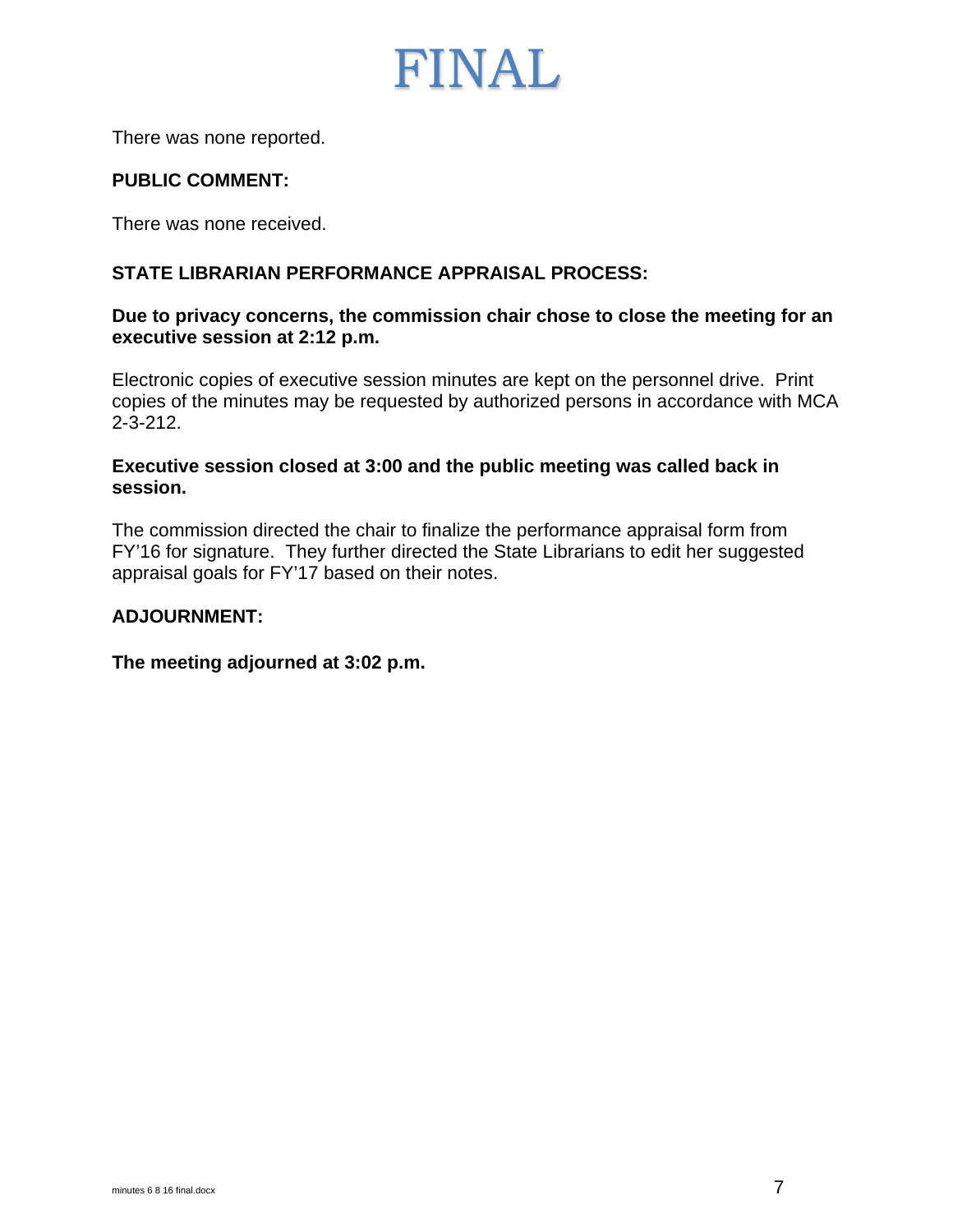FINAL

There was none reported.

**PUBLIC COMMENT:**

There was none received.

**STATE LIBRARIAN PERFORMANCE APPRAISAL PROCESS:**

**Due to privacy concerns, the commission chair chose to close the meeting for an executive session at 2:12 p.m.**

Electronic copies of executive session minutes are kept on the personnel drive. Print copies of the minutes may be requested by authorized persons in accordance with MCA 2-3-212.

**Executive session closed at 3:00 and the public meeting was called back in session.**

The commission directed the chair to finalize the performance appraisal form from FY'16 for signature. They further directed the State Librarians to edit her suggested appraisal goals for FY'17 based on their notes.

**ADJOURNMENT:**

**The meeting adjourned at 3:02 p.m.**